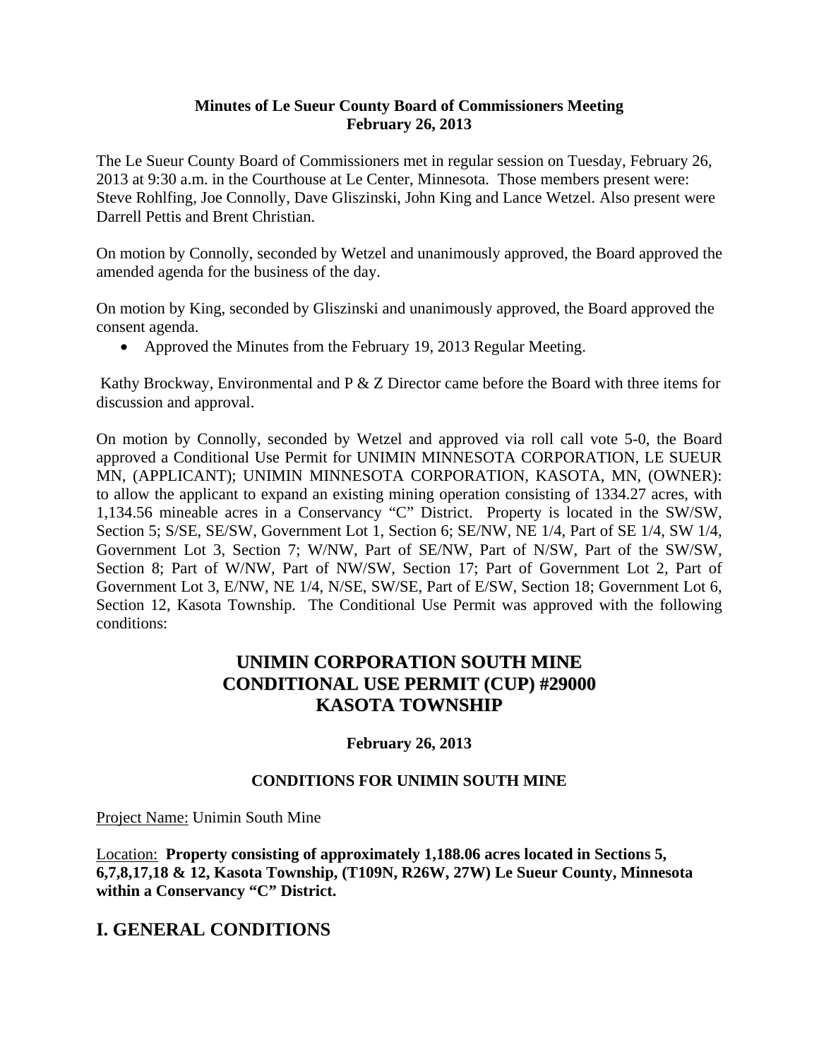**Minutes of Le Sueur County Board of Commissioners Meeting**
**February 26, 2013**

The Le Sueur County Board of Commissioners met in regular session on Tuesday, February 26, 2013 at 9:30 a.m. in the Courthouse at Le Center, Minnesota. Those members present were: Steve Rohlfing, Joe Connolly, Dave Gliszinski, John King and Lance Wetzel. Also present were Darrell Pettis and Brent Christian.

On motion by Connolly, seconded by Wetzel and unanimously approved, the Board approved the amended agenda for the business of the day.

On motion by King, seconded by Gliszinski and unanimously approved, the Board approved the consent agenda.

- Approved the Minutes from the February 19, 2013 Regular Meeting.

Kathy Brockway, Environmental and P & Z Director came before the Board with three items for discussion and approval.

On motion by Connolly, seconded by Wetzel and approved via roll call vote 5-0, the Board approved a Conditional Use Permit for UNIMIN MINNESOTA CORPORATION, LE SUEUR MN, (APPLICANT); UNIMIN MINNESOTA CORPORATION, KASOTA, MN, (OWNER): to allow the applicant to expand an existing mining operation consisting of 1334.27 acres, with 1,134.56 mineable acres in a Conservancy "C" District. Property is located in the SW/SW, Section 5; S/SE, SE/SW, Government Lot 1, Section 6; SE/NW, NE 1/4, Part of SE 1/4, SW 1/4, Government Lot 3, Section 7; W/NW, Part of SE/NW, Part of N/SW, Part of the SW/SW, Section 8; Part of W/NW, Part of NW/SW, Section 17; Part of Government Lot 2, Part of Government Lot 3, E/NW, NE 1/4, N/SE, SW/SE, Part of E/SW, Section 18; Government Lot 6, Section 12, Kasota Township. The Conditional Use Permit was approved with the following conditions:

## UNIMIN CORPORATION SOUTH MINE
## CONDITIONAL USE PERMIT (CUP) #29000
## KASOTA TOWNSHIP

**February 26, 2013**

**CONDITIONS FOR UNIMIN SOUTH MINE**

Project Name: Unimin South Mine

Location: **Property consisting of approximately 1,188.06 acres located in Sections 5, 6,7,8,17,18 & 12, Kasota Township, (T109N, R26W, 27W) Le Sueur County, Minnesota within a Conservancy "C" District.**

# I. GENERAL CONDITIONS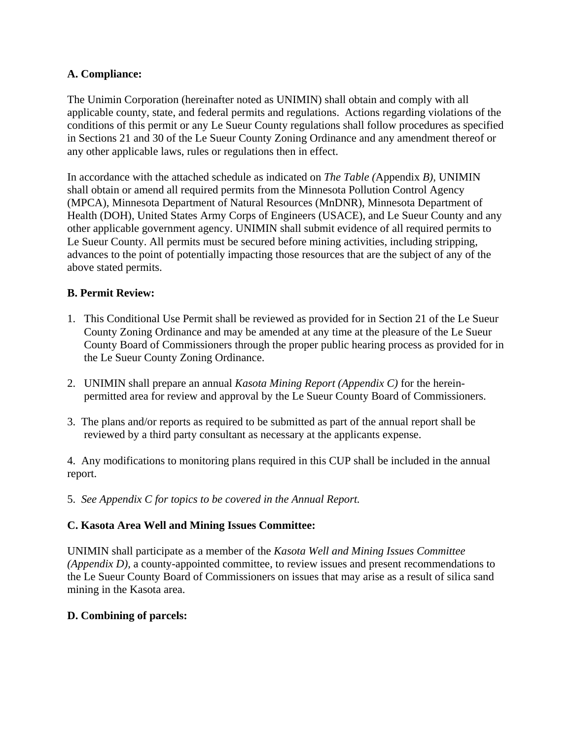**A. Compliance:**

The Unimin Corporation (hereinafter noted as UNIMIN) shall obtain and comply with all applicable county, state, and federal permits and regulations. Actions regarding violations of the conditions of this permit or any Le Sueur County regulations shall follow procedures as specified in Sections 21 and 30 of the Le Sueur County Zoning Ordinance and any amendment thereof or any other applicable laws, rules or regulations then in effect.

In accordance with the attached schedule as indicated on *The Table (*Appendix *B),* UNIMIN shall obtain or amend all required permits from the Minnesota Pollution Control Agency (MPCA), Minnesota Department of Natural Resources (MnDNR), Minnesota Department of Health (DOH), United States Army Corps of Engineers (USACE), and Le Sueur County and any other applicable government agency. UNIMIN shall submit evidence of all required permits to Le Sueur County. All permits must be secured before mining activities, including stripping, advances to the point of potentially impacting those resources that are the subject of any of the above stated permits.

**B. Permit Review:**

1. This Conditional Use Permit shall be reviewed as provided for in Section 21 of the Le Sueur County Zoning Ordinance and may be amended at any time at the pleasure of the Le Sueur County Board of Commissioners through the proper public hearing process as provided for in the Le Sueur County Zoning Ordinance.

2. UNIMIN shall prepare an annual *Kasota Mining Report (Appendix C)* for the herein-permitted area for review and approval by the Le Sueur County Board of Commissioners.

3. The plans and/or reports as required to be submitted as part of the annual report shall be reviewed by a third party consultant as necessary at the applicants expense.

4. Any modifications to monitoring plans required in this CUP shall be included in the annual report.

5. *See Appendix C for topics to be covered in the Annual Report.*

**C. Kasota Area Well and Mining Issues Committee:**

UNIMIN shall participate as a member of the *Kasota Well and Mining Issues Committee (Appendix D),* a county-appointed committee, to review issues and present recommendations to the Le Sueur County Board of Commissioners on issues that may arise as a result of silica sand mining in the Kasota area.

**D. Combining of parcels:**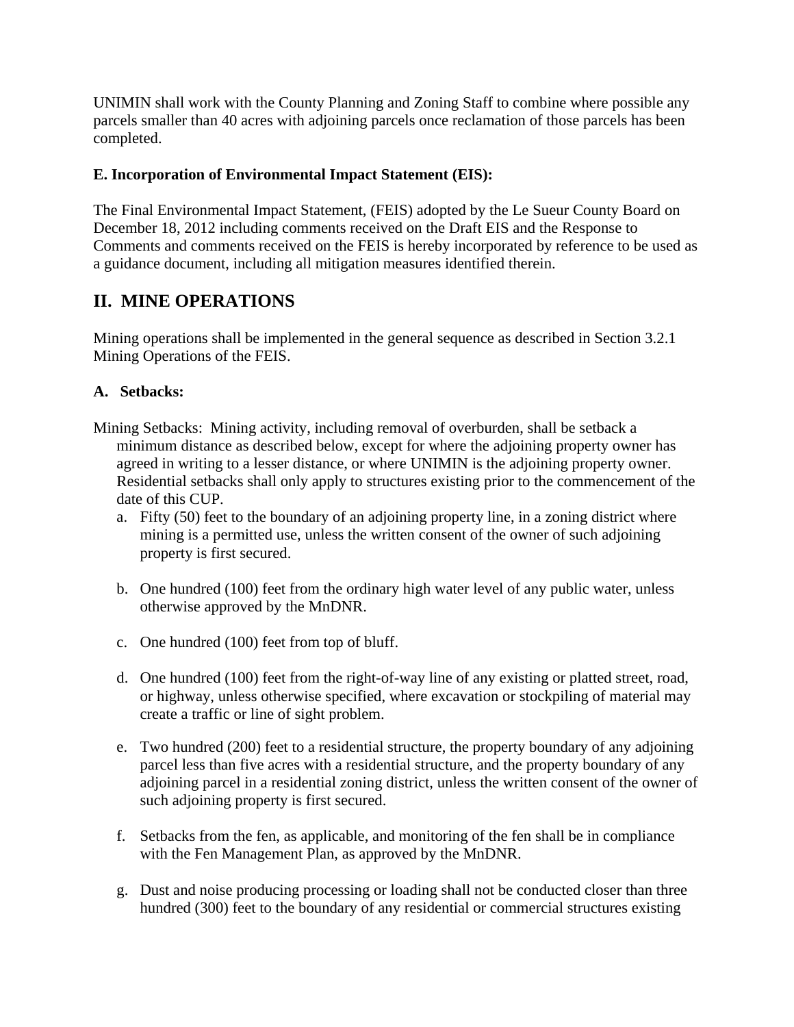UNIMIN shall work with the County Planning and Zoning Staff to combine where possible any parcels smaller than 40 acres with adjoining parcels once reclamation of those parcels has been completed.

**E. Incorporation of Environmental Impact Statement (EIS):**

The Final Environmental Impact Statement, (FEIS) adopted by the Le Sueur County Board on December 18, 2012 including comments received on the Draft EIS and the Response to Comments and comments received on the FEIS is hereby incorporated by reference to be used as a guidance document, including all mitigation measures identified therein.

## II. MINE OPERATIONS

Mining operations shall be implemented in the general sequence as described in Section 3.2.1 Mining Operations of the FEIS.

**A. Setbacks:**

Mining Setbacks: Mining activity, including removal of overburden, shall be setback a minimum distance as described below, except for where the adjoining property owner has agreed in writing to a lesser distance, or where UNIMIN is the adjoining property owner. Residential setbacks shall only apply to structures existing prior to the commencement of the date of this CUP.

a. Fifty (50) feet to the boundary of an adjoining property line, in a zoning district where mining is a permitted use, unless the written consent of the owner of such adjoining property is first secured.

b. One hundred (100) feet from the ordinary high water level of any public water, unless otherwise approved by the MnDNR.

c. One hundred (100) feet from top of bluff.

d. One hundred (100) feet from the right-of-way line of any existing or platted street, road, or highway, unless otherwise specified, where excavation or stockpiling of material may create a traffic or line of sight problem.

e. Two hundred (200) feet to a residential structure, the property boundary of any adjoining parcel less than five acres with a residential structure, and the property boundary of any adjoining parcel in a residential zoning district, unless the written consent of the owner of such adjoining property is first secured.

f. Setbacks from the fen, as applicable, and monitoring of the fen shall be in compliance with the Fen Management Plan, as approved by the MnDNR.

g. Dust and noise producing processing or loading shall not be conducted closer than three hundred (300) feet to the boundary of any residential or commercial structures existing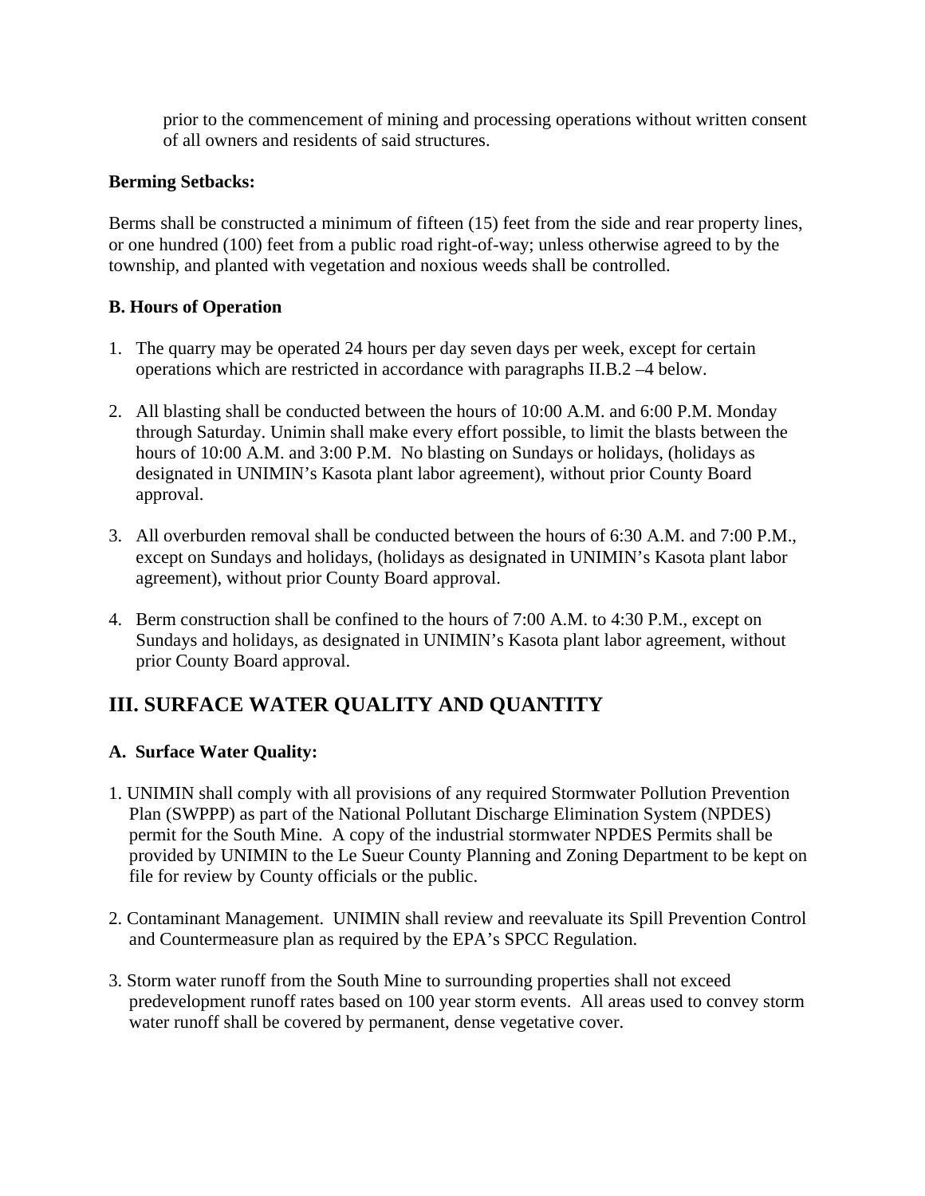prior to the commencement of mining and processing operations without written consent of all owners and residents of said structures.

**Berming Setbacks:**

Berms shall be constructed a minimum of fifteen (15) feet from the side and rear property lines, or one hundred (100) feet from a public road right-of-way; unless otherwise agreed to by the township, and planted with vegetation and noxious weeds shall be controlled.

**B. Hours of Operation**

1. The quarry may be operated 24 hours per day seven days per week, except for certain operations which are restricted in accordance with paragraphs II.B.2 –4 below.

2. All blasting shall be conducted between the hours of 10:00 A.M. and 6:00 P.M. Monday through Saturday. Unimin shall make every effort possible, to limit the blasts between the hours of 10:00 A.M. and 3:00 P.M. No blasting on Sundays or holidays, (holidays as designated in UNIMIN's Kasota plant labor agreement), without prior County Board approval.

3. All overburden removal shall be conducted between the hours of 6:30 A.M. and 7:00 P.M., except on Sundays and holidays, (holidays as designated in UNIMIN's Kasota plant labor agreement), without prior County Board approval.

4. Berm construction shall be confined to the hours of 7:00 A.M. to 4:30 P.M., except on Sundays and holidays, as designated in UNIMIN's Kasota plant labor agreement, without prior County Board approval.

## III. SURFACE WATER QUALITY AND QUANTITY

**A. Surface Water Quality:**

1. UNIMIN shall comply with all provisions of any required Stormwater Pollution Prevention Plan (SWPPP) as part of the National Pollutant Discharge Elimination System (NPDES) permit for the South Mine. A copy of the industrial stormwater NPDES Permits shall be provided by UNIMIN to the Le Sueur County Planning and Zoning Department to be kept on file for review by County officials or the public.

2. Contaminant Management. UNIMIN shall review and reevaluate its Spill Prevention Control and Countermeasure plan as required by the EPA's SPCC Regulation.

3. Storm water runoff from the South Mine to surrounding properties shall not exceed predevelopment runoff rates based on 100 year storm events. All areas used to convey storm water runoff shall be covered by permanent, dense vegetative cover.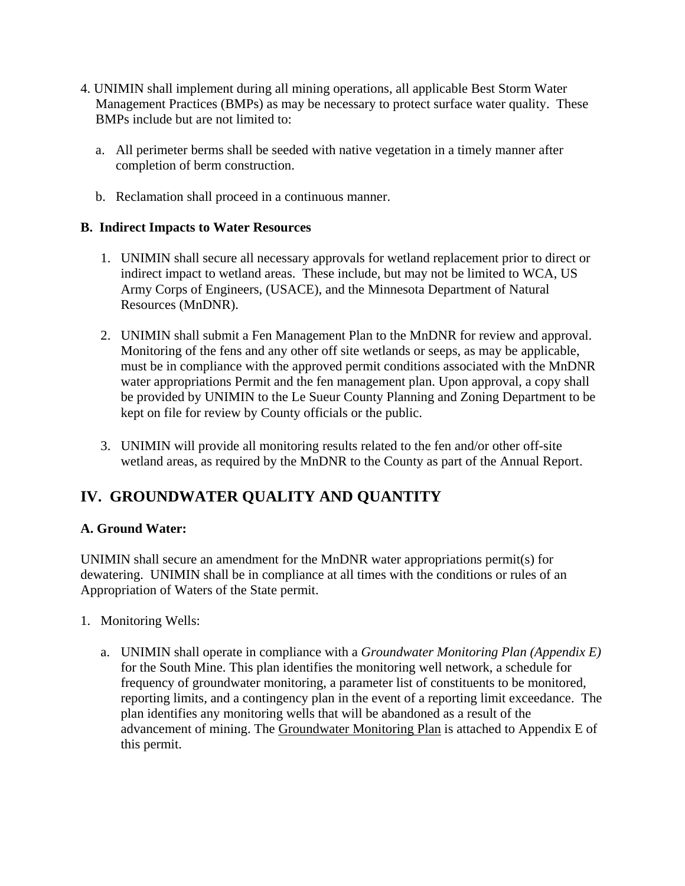4. UNIMIN shall implement during all mining operations, all applicable Best Storm Water Management Practices (BMPs) as may be necessary to protect surface water quality. These BMPs include but are not limited to:

   a. All perimeter berms shall be seeded with native vegetation in a timely manner after completion of berm construction.

   b. Reclamation shall proceed in a continuous manner.

**B. Indirect Impacts to Water Resources**

1. UNIMIN shall secure all necessary approvals for wetland replacement prior to direct or indirect impact to wetland areas. These include, but may not be limited to WCA, US Army Corps of Engineers, (USACE), and the Minnesota Department of Natural Resources (MnDNR).

2. UNIMIN shall submit a Fen Management Plan to the MnDNR for review and approval. Monitoring of the fens and any other off site wetlands or seeps, as may be applicable, must be in compliance with the approved permit conditions associated with the MnDNR water appropriations Permit and the fen management plan. Upon approval, a copy shall be provided by UNIMIN to the Le Sueur County Planning and Zoning Department to be kept on file for review by County officials or the public.

3. UNIMIN will provide all monitoring results related to the fen and/or other off-site wetland areas, as required by the MnDNR to the County as part of the Annual Report.

## IV. GROUNDWATER QUALITY AND QUANTITY

**A. Ground Water:**

UNIMIN shall secure an amendment for the MnDNR water appropriations permit(s) for dewatering. UNIMIN shall be in compliance at all times with the conditions or rules of an Appropriation of Waters of the State permit.

1. Monitoring Wells:

   a. UNIMIN shall operate in compliance with a *Groundwater Monitoring Plan (Appendix E)* for the South Mine. This plan identifies the monitoring well network, a schedule for frequency of groundwater monitoring, a parameter list of constituents to be monitored, reporting limits, and a contingency plan in the event of a reporting limit exceedance. The plan identifies any monitoring wells that will be abandoned as a result of the advancement of mining. The Groundwater Monitoring Plan is attached to Appendix E of this permit.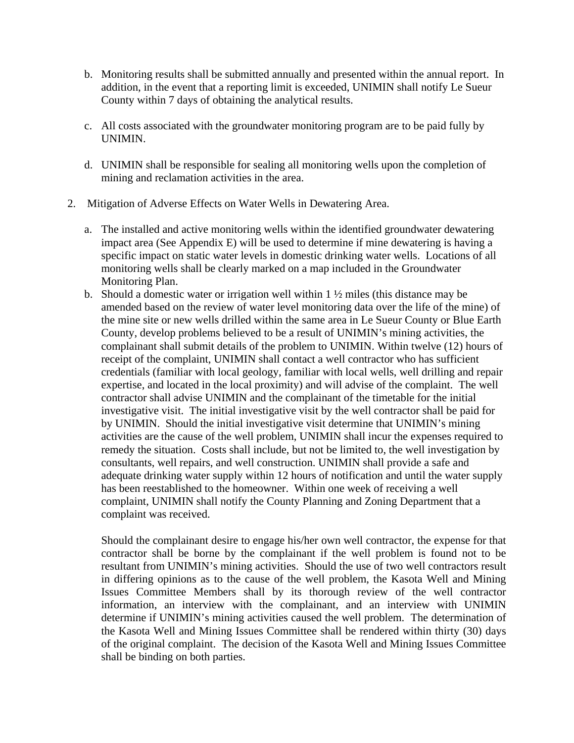b. Monitoring results shall be submitted annually and presented within the annual report. In addition, in the event that a reporting limit is exceeded, UNIMIN shall notify Le Sueur County within 7 days of obtaining the analytical results.

c. All costs associated with the groundwater monitoring program are to be paid fully by UNIMIN.

d. UNIMIN shall be responsible for sealing all monitoring wells upon the completion of mining and reclamation activities in the area.

2. Mitigation of Adverse Effects on Water Wells in Dewatering Area.

   a. The installed and active monitoring wells within the identified groundwater dewatering impact area (See Appendix E) will be used to determine if mine dewatering is having a specific impact on static water levels in domestic drinking water wells. Locations of all monitoring wells shall be clearly marked on a map included in the Groundwater Monitoring Plan.

   b. Should a domestic water or irrigation well within 1 ½ miles (this distance may be amended based on the review of water level monitoring data over the life of the mine) of the mine site or new wells drilled within the same area in Le Sueur County or Blue Earth County, develop problems believed to be a result of UNIMIN's mining activities, the complainant shall submit details of the problem to UNIMIN. Within twelve (12) hours of receipt of the complaint, UNIMIN shall contact a well contractor who has sufficient credentials (familiar with local geology, familiar with local wells, well drilling and repair expertise, and located in the local proximity) and will advise of the complaint. The well contractor shall advise UNIMIN and the complainant of the timetable for the initial investigative visit. The initial investigative visit by the well contractor shall be paid for by UNIMIN. Should the initial investigative visit determine that UNIMIN's mining activities are the cause of the well problem, UNIMIN shall incur the expenses required to remedy the situation. Costs shall include, but not be limited to, the well investigation by consultants, well repairs, and well construction. UNIMIN shall provide a safe and adequate drinking water supply within 12 hours of notification and until the water supply has been reestablished to the homeowner. Within one week of receiving a well complaint, UNIMIN shall notify the County Planning and Zoning Department that a complaint was received.

      Should the complainant desire to engage his/her own well contractor, the expense for that contractor shall be borne by the complainant if the well problem is found not to be resultant from UNIMIN's mining activities. Should the use of two well contractors result in differing opinions as to the cause of the well problem, the Kasota Well and Mining Issues Committee Members shall by its thorough review of the well contractor information, an interview with the complainant, and an interview with UNIMIN determine if UNIMIN's mining activities caused the well problem. The determination of the Kasota Well and Mining Issues Committee shall be rendered within thirty (30) days of the original complaint. The decision of the Kasota Well and Mining Issues Committee shall be binding on both parties.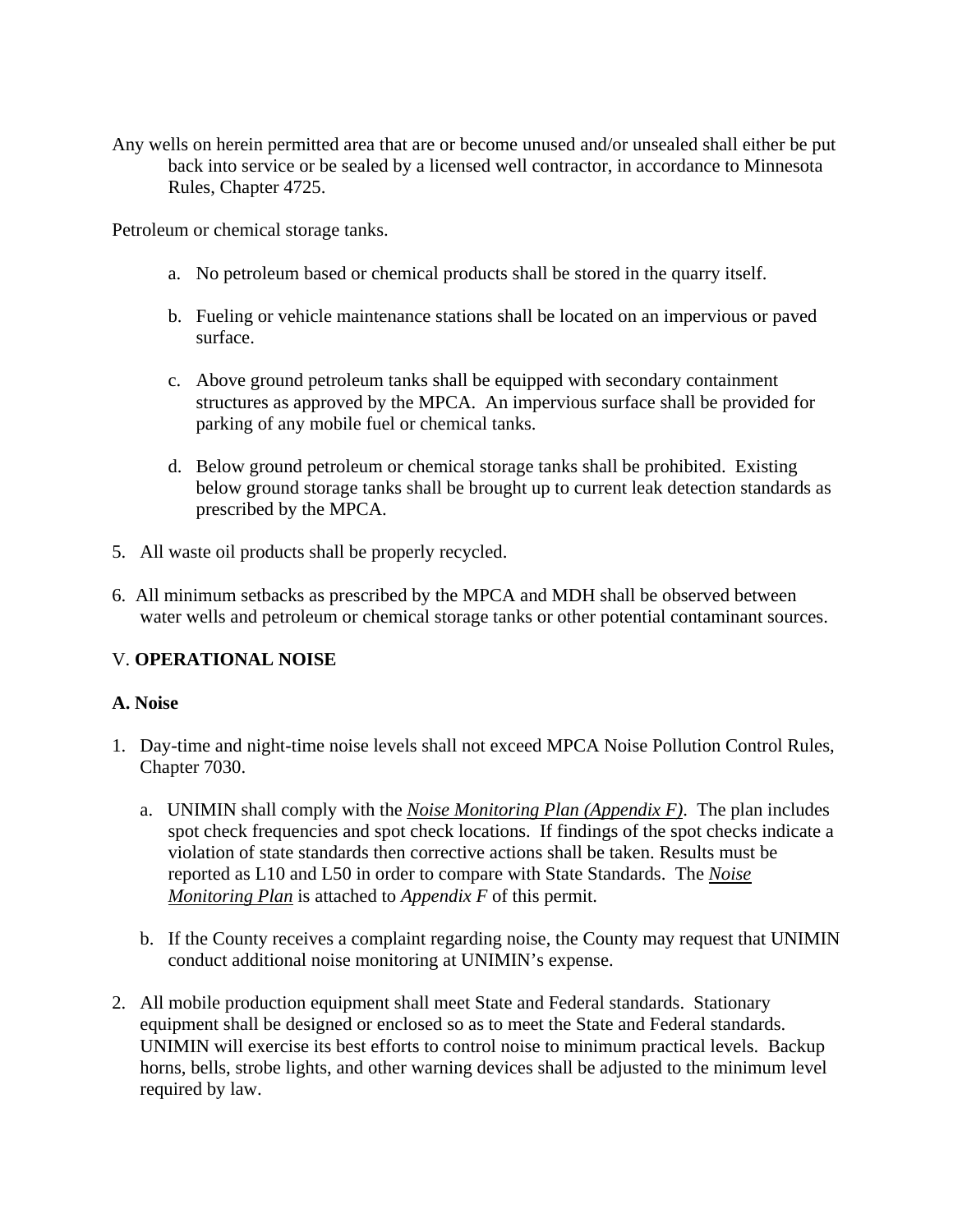Any wells on herein permitted area that are or become unused and/or unsealed shall either be put back into service or be sealed by a licensed well contractor, in accordance to Minnesota Rules, Chapter 4725.

Petroleum or chemical storage tanks.

a. No petroleum based or chemical products shall be stored in the quarry itself.

b. Fueling or vehicle maintenance stations shall be located on an impervious or paved surface.

c. Above ground petroleum tanks shall be equipped with secondary containment structures as approved by the MPCA. An impervious surface shall be provided for parking of any mobile fuel or chemical tanks.

d. Below ground petroleum or chemical storage tanks shall be prohibited. Existing below ground storage tanks shall be brought up to current leak detection standards as prescribed by the MPCA.

5. All waste oil products shall be properly recycled.

6. All minimum setbacks as prescribed by the MPCA and MDH shall be observed between water wells and petroleum or chemical storage tanks or other potential contaminant sources.

## V. **OPERATIONAL NOISE**

### A. Noise

1. Day-time and night-time noise levels shall not exceed MPCA Noise Pollution Control Rules, Chapter 7030.

   a. UNIMIN shall comply with the <u>*Noise Monitoring Plan (Appendix F)*</u>. The plan includes spot check frequencies and spot check locations. If findings of the spot checks indicate a violation of state standards then corrective actions shall be taken. Results must be reported as L10 and L50 in order to compare with State Standards. The <u>*Noise Monitoring Plan*</u> is attached to *Appendix F* of this permit.

   b. If the County receives a complaint regarding noise, the County may request that UNIMIN conduct additional noise monitoring at UNIMIN's expense.

2. All mobile production equipment shall meet State and Federal standards. Stationary equipment shall be designed or enclosed so as to meet the State and Federal standards. UNIMIN will exercise its best efforts to control noise to minimum practical levels. Backup horns, bells, strobe lights, and other warning devices shall be adjusted to the minimum level required by law.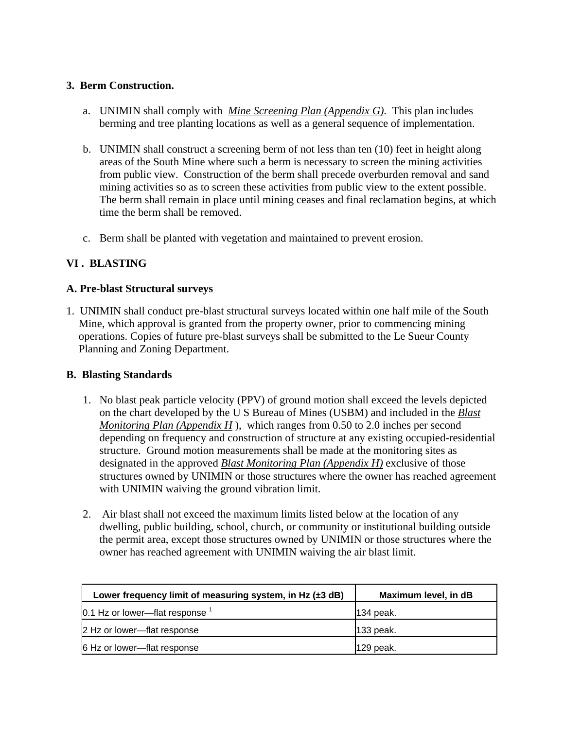**3. Berm Construction.**

a. UNIMIN shall comply with *Mine Screening Plan (Appendix G)*. This plan includes berming and tree planting locations as well as a general sequence of implementation.

b. UNIMIN shall construct a screening berm of not less than ten (10) feet in height along areas of the South Mine where such a berm is necessary to screen the mining activities from public view. Construction of the berm shall precede overburden removal and sand mining activities so as to screen these activities from public view to the extent possible. The berm shall remain in place until mining ceases and final reclamation begins, at which time the berm shall be removed.

c. Berm shall be planted with vegetation and maintained to prevent erosion.

## VI . BLASTING

### A. Pre-blast Structural surveys

1. UNIMIN shall conduct pre-blast structural surveys located within one half mile of the South Mine, which approval is granted from the property owner, prior to commencing mining operations. Copies of future pre-blast surveys shall be submitted to the Le Sueur County Planning and Zoning Department.

### B. Blasting Standards

1. No blast peak particle velocity (PPV) of ground motion shall exceed the levels depicted on the chart developed by the U S Bureau of Mines (USBM) and included in the *Blast Monitoring Plan (Appendix H* ), which ranges from 0.50 to 2.0 inches per second depending on frequency and construction of structure at any existing occupied-residential structure. Ground motion measurements shall be made at the monitoring sites as designated in the approved *Blast Monitoring Plan (Appendix H)* exclusive of those structures owned by UNIMIN or those structures where the owner has reached agreement with UNIMIN waiving the ground vibration limit.

2. Air blast shall not exceed the maximum limits listed below at the location of any dwelling, public building, school, church, or community or institutional building outside the permit area, except those structures owned by UNIMIN or those structures where the owner has reached agreement with UNIMIN waiving the air blast limit.

| Lower frequency limit of measuring system, in Hz (±3 dB) | Maximum level, in dB |
|---|---|
| 0.1 Hz or lower—flat response [1] | 134 peak. |
| 2 Hz or lower—flat response | 133 peak. |
| 6 Hz or lower—flat response | 129 peak. |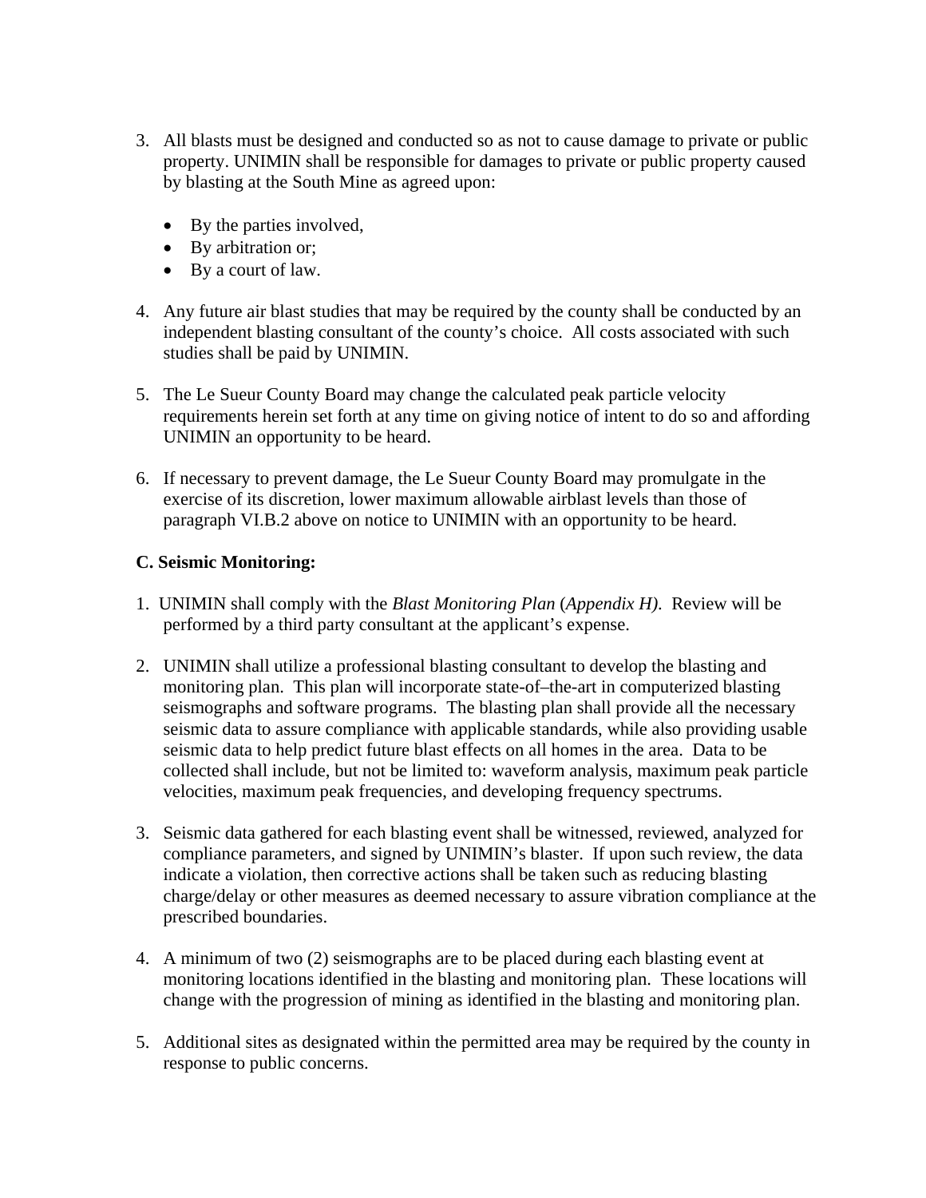3. All blasts must be designed and conducted so as not to cause damage to private or public property. UNIMIN shall be responsible for damages to private or public property caused by blasting at the South Mine as agreed upon:

   - By the parties involved,
   - By arbitration or;
   - By a court of law.

4. Any future air blast studies that may be required by the county shall be conducted by an independent blasting consultant of the county's choice. All costs associated with such studies shall be paid by UNIMIN.

5. The Le Sueur County Board may change the calculated peak particle velocity requirements herein set forth at any time on giving notice of intent to do so and affording UNIMIN an opportunity to be heard.

6. If necessary to prevent damage, the Le Sueur County Board may promulgate in the exercise of its discretion, lower maximum allowable airblast levels than those of paragraph VI.B.2 above on notice to UNIMIN with an opportunity to be heard.

**C. Seismic Monitoring:**

1. UNIMIN shall comply with the *Blast Monitoring Plan* (*Appendix H)*. Review will be performed by a third party consultant at the applicant's expense.

2. UNIMIN shall utilize a professional blasting consultant to develop the blasting and monitoring plan. This plan will incorporate state-of–the-art in computerized blasting seismographs and software programs. The blasting plan shall provide all the necessary seismic data to assure compliance with applicable standards, while also providing usable seismic data to help predict future blast effects on all homes in the area. Data to be collected shall include, but not be limited to: waveform analysis, maximum peak particle velocities, maximum peak frequencies, and developing frequency spectrums.

3. Seismic data gathered for each blasting event shall be witnessed, reviewed, analyzed for compliance parameters, and signed by UNIMIN's blaster. If upon such review, the data indicate a violation, then corrective actions shall be taken such as reducing blasting charge/delay or other measures as deemed necessary to assure vibration compliance at the prescribed boundaries.

4. A minimum of two (2) seismographs are to be placed during each blasting event at monitoring locations identified in the blasting and monitoring plan. These locations will change with the progression of mining as identified in the blasting and monitoring plan.

5. Additional sites as designated within the permitted area may be required by the county in response to public concerns.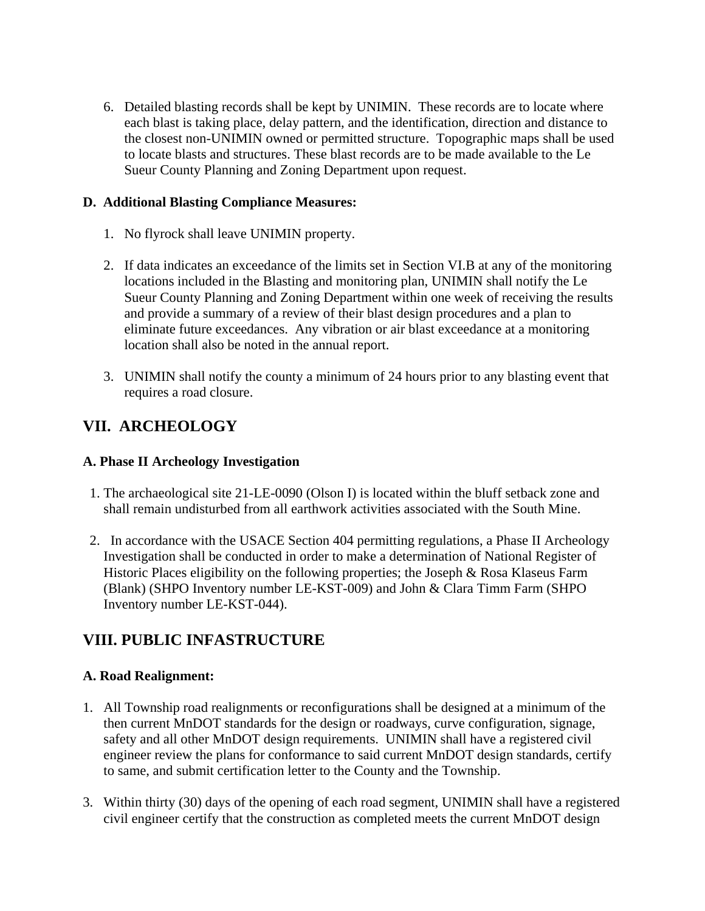6. Detailed blasting records shall be kept by UNIMIN. These records are to locate where each blast is taking place, delay pattern, and the identification, direction and distance to the closest non-UNIMIN owned or permitted structure. Topographic maps shall be used to locate blasts and structures. These blast records are to be made available to the Le Sueur County Planning and Zoning Department upon request.

**D. Additional Blasting Compliance Measures:**

1. No flyrock shall leave UNIMIN property.

2. If data indicates an exceedance of the limits set in Section VI.B at any of the monitoring locations included in the Blasting and monitoring plan, UNIMIN shall notify the Le Sueur County Planning and Zoning Department within one week of receiving the results and provide a summary of a review of their blast design procedures and a plan to eliminate future exceedances. Any vibration or air blast exceedance at a monitoring location shall also be noted in the annual report.

3. UNIMIN shall notify the county a minimum of 24 hours prior to any blasting event that requires a road closure.

## VII. ARCHEOLOGY

**A. Phase II Archeology Investigation**

1. The archaeological site 21-LE-0090 (Olson I) is located within the bluff setback zone and shall remain undisturbed from all earthwork activities associated with the South Mine.

2. In accordance with the USACE Section 404 permitting regulations, a Phase II Archeology Investigation shall be conducted in order to make a determination of National Register of Historic Places eligibility on the following properties; the Joseph & Rosa Klaseus Farm (Blank) (SHPO Inventory number LE-KST-009) and John & Clara Timm Farm (SHPO Inventory number LE-KST-044).

## VIII. PUBLIC INFASTRUCTURE

**A. Road Realignment:**

1. All Township road realignments or reconfigurations shall be designed at a minimum of the then current MnDOT standards for the design or roadways, curve configuration, signage, safety and all other MnDOT design requirements. UNIMIN shall have a registered civil engineer review the plans for conformance to said current MnDOT design standards, certify to same, and submit certification letter to the County and the Township.

3. Within thirty (30) days of the opening of each road segment, UNIMIN shall have a registered civil engineer certify that the construction as completed meets the current MnDOT design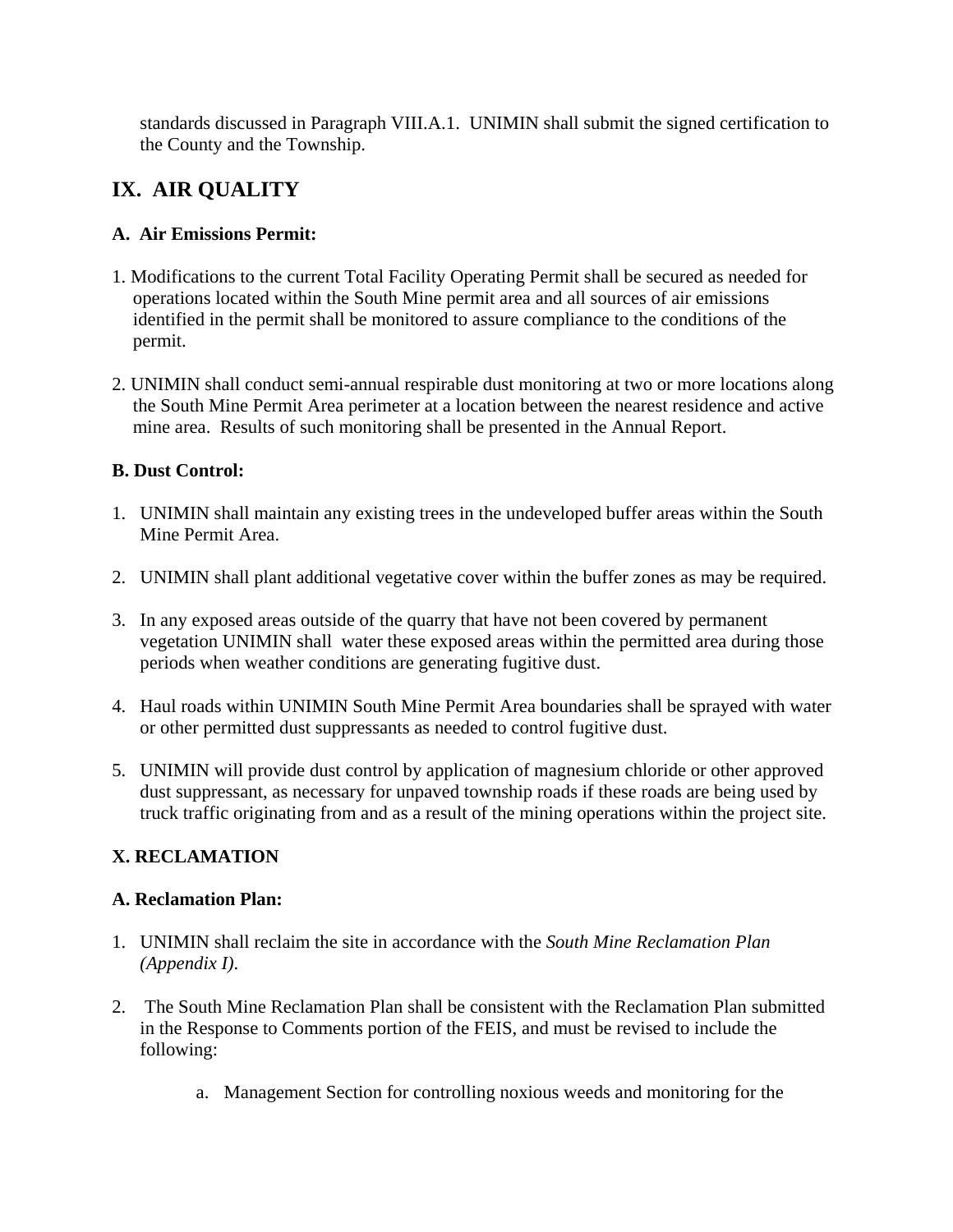standards discussed in Paragraph VIII.A.1. UNIMIN shall submit the signed certification to the County and the Township.

## IX. AIR QUALITY

### A. Air Emissions Permit:

1. Modifications to the current Total Facility Operating Permit shall be secured as needed for operations located within the South Mine permit area and all sources of air emissions identified in the permit shall be monitored to assure compliance to the conditions of the permit.

2. UNIMIN shall conduct semi-annual respirable dust monitoring at two or more locations along the South Mine Permit Area perimeter at a location between the nearest residence and active mine area. Results of such monitoring shall be presented in the Annual Report.

### B. Dust Control:

1. UNIMIN shall maintain any existing trees in the undeveloped buffer areas within the South Mine Permit Area.

2. UNIMIN shall plant additional vegetative cover within the buffer zones as may be required.

3. In any exposed areas outside of the quarry that have not been covered by permanent vegetation UNIMIN shall water these exposed areas within the permitted area during those periods when weather conditions are generating fugitive dust.

4. Haul roads within UNIMIN South Mine Permit Area boundaries shall be sprayed with water or other permitted dust suppressants as needed to control fugitive dust.

5. UNIMIN will provide dust control by application of magnesium chloride or other approved dust suppressant, as necessary for unpaved township roads if these roads are being used by truck traffic originating from and as a result of the mining operations within the project site.

## X. RECLAMATION

### A. Reclamation Plan:

1. UNIMIN shall reclaim the site in accordance with the *South Mine Reclamation Plan (Appendix I)*.

2. The South Mine Reclamation Plan shall be consistent with the Reclamation Plan submitted in the Response to Comments portion of the FEIS, and must be revised to include the following:

    a. Management Section for controlling noxious weeds and monitoring for the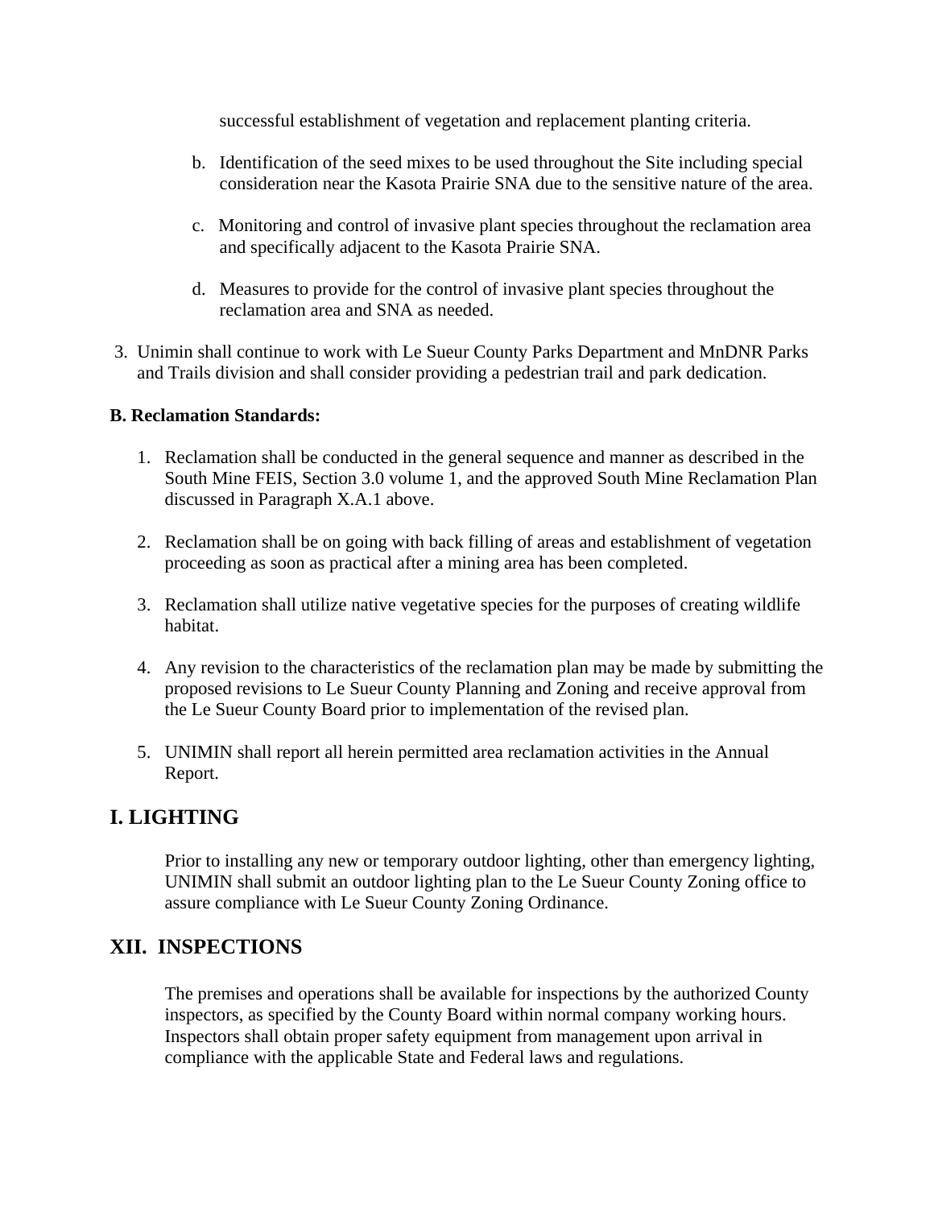successful establishment of vegetation and replacement planting criteria.

b. Identification of the seed mixes to be used throughout the Site including special consideration near the Kasota Prairie SNA due to the sensitive nature of the area.

c. Monitoring and control of invasive plant species throughout the reclamation area and specifically adjacent to the Kasota Prairie SNA.

d. Measures to provide for the control of invasive plant species throughout the reclamation area and SNA as needed.

3. Unimin shall continue to work with Le Sueur County Parks Department and MnDNR Parks and Trails division and shall consider providing a pedestrian trail and park dedication.

**B. Reclamation Standards:**

1. Reclamation shall be conducted in the general sequence and manner as described in the South Mine FEIS, Section 3.0 volume 1, and the approved South Mine Reclamation Plan discussed in Paragraph X.A.1 above.

2. Reclamation shall be on going with back filling of areas and establishment of vegetation proceeding as soon as practical after a mining area has been completed.

3. Reclamation shall utilize native vegetative species for the purposes of creating wildlife habitat.

4. Any revision to the characteristics of the reclamation plan may be made by submitting the proposed revisions to Le Sueur County Planning and Zoning and receive approval from the Le Sueur County Board prior to implementation of the revised plan.

5. UNIMIN shall report all herein permitted area reclamation activities in the Annual Report.

## I. LIGHTING

Prior to installing any new or temporary outdoor lighting, other than emergency lighting, UNIMIN shall submit an outdoor lighting plan to the Le Sueur County Zoning office to assure compliance with Le Sueur County Zoning Ordinance.

## XII. INSPECTIONS

The premises and operations shall be available for inspections by the authorized County inspectors, as specified by the County Board within normal company working hours. Inspectors shall obtain proper safety equipment from management upon arrival in compliance with the applicable State and Federal laws and regulations.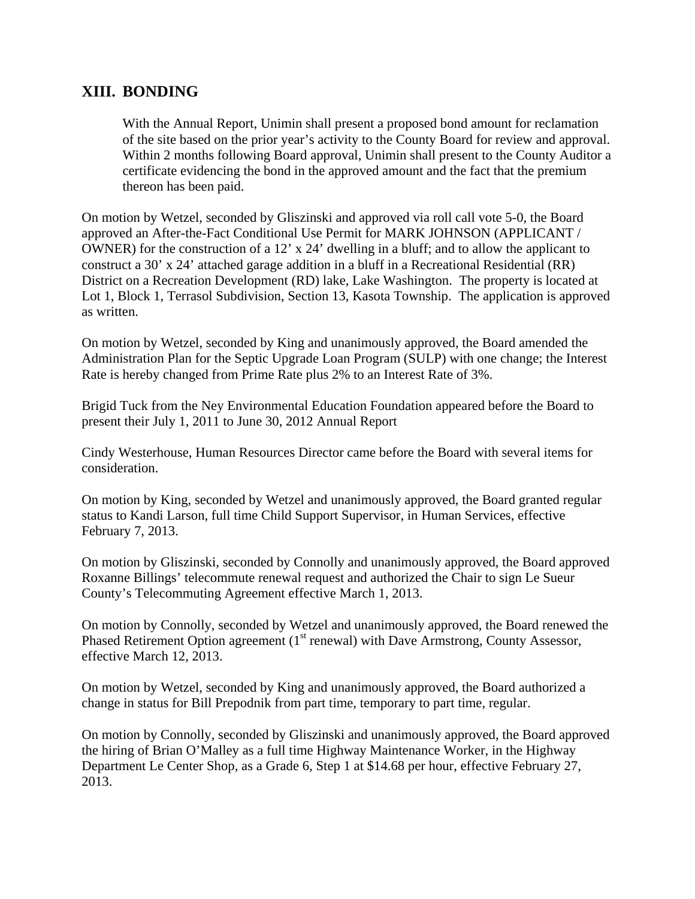## XIII. BONDING

> With the Annual Report, Unimin shall present a proposed bond amount for reclamation of the site based on the prior year's activity to the County Board for review and approval. Within 2 months following Board approval, Unimin shall present to the County Auditor a certificate evidencing the bond in the approved amount and the fact that the premium thereon has been paid.

On motion by Wetzel, seconded by Gliszinski and approved via roll call vote 5-0, the Board approved an After-the-Fact Conditional Use Permit for MARK JOHNSON (APPLICANT / OWNER) for the construction of a 12' x 24' dwelling in a bluff; and to allow the applicant to construct a 30' x 24' attached garage addition in a bluff in a Recreational Residential (RR) District on a Recreation Development (RD) lake, Lake Washington. The property is located at Lot 1, Block 1, Terrasol Subdivision, Section 13, Kasota Township. The application is approved as written.

On motion by Wetzel, seconded by King and unanimously approved, the Board amended the Administration Plan for the Septic Upgrade Loan Program (SULP) with one change; the Interest Rate is hereby changed from Prime Rate plus 2% to an Interest Rate of 3%.

Brigid Tuck from the Ney Environmental Education Foundation appeared before the Board to present their July 1, 2011 to June 30, 2012 Annual Report

Cindy Westerhouse, Human Resources Director came before the Board with several items for consideration.

On motion by King, seconded by Wetzel and unanimously approved, the Board granted regular status to Kandi Larson, full time Child Support Supervisor, in Human Services, effective February 7, 2013.

On motion by Gliszinski, seconded by Connolly and unanimously approved, the Board approved Roxanne Billings' telecommute renewal request and authorized the Chair to sign Le Sueur County's Telecommuting Agreement effective March 1, 2013.

On motion by Connolly, seconded by Wetzel and unanimously approved, the Board renewed the Phased Retirement Option agreement (1st renewal) with Dave Armstrong, County Assessor, effective March 12, 2013.

On motion by Wetzel, seconded by King and unanimously approved, the Board authorized a change in status for Bill Prepodnik from part time, temporary to part time, regular.

On motion by Connolly, seconded by Gliszinski and unanimously approved, the Board approved the hiring of Brian O'Malley as a full time Highway Maintenance Worker, in the Highway Department Le Center Shop, as a Grade 6, Step 1 at $14.68 per hour, effective February 27, 2013.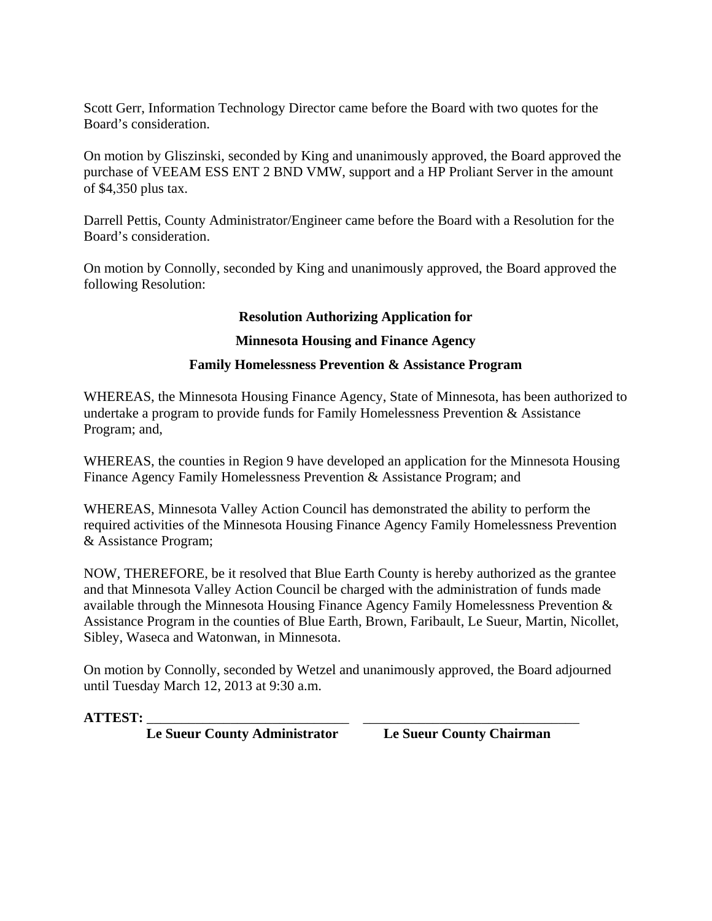Scott Gerr, Information Technology Director came before the Board with two quotes for the Board's consideration.

On motion by Gliszinski, seconded by King and unanimously approved, the Board approved the purchase of VEEAM ESS ENT 2 BND VMW, support and a HP Proliant Server in the amount of $4,350 plus tax.

Darrell Pettis, County Administrator/Engineer came before the Board with a Resolution for the Board's consideration.

On motion by Connolly, seconded by King and unanimously approved, the Board approved the following Resolution:

**Resolution Authorizing Application for**

**Minnesota Housing and Finance Agency**

**Family Homelessness Prevention & Assistance Program**

WHEREAS, the Minnesota Housing Finance Agency, State of Minnesota, has been authorized to undertake a program to provide funds for Family Homelessness Prevention & Assistance Program; and,

WHEREAS, the counties in Region 9 have developed an application for the Minnesota Housing Finance Agency Family Homelessness Prevention & Assistance Program; and

WHEREAS, Minnesota Valley Action Council has demonstrated the ability to perform the required activities of the Minnesota Housing Finance Agency Family Homelessness Prevention & Assistance Program;

NOW, THEREFORE, be it resolved that Blue Earth County is hereby authorized as the grantee and that Minnesota Valley Action Council be charged with the administration of funds made available through the Minnesota Housing Finance Agency Family Homelessness Prevention & Assistance Program in the counties of Blue Earth, Brown, Faribault, Le Sueur, Martin, Nicollet, Sibley, Waseca and Watonwan, in Minnesota.

On motion by Connolly, seconded by Wetzel and unanimously approved, the Board adjourned until Tuesday March 12, 2013 at 9:30 a.m.

**ATTEST:** ______________________________ ________________________________

**Le Sueur County Administrator** **Le Sueur County Chairman**